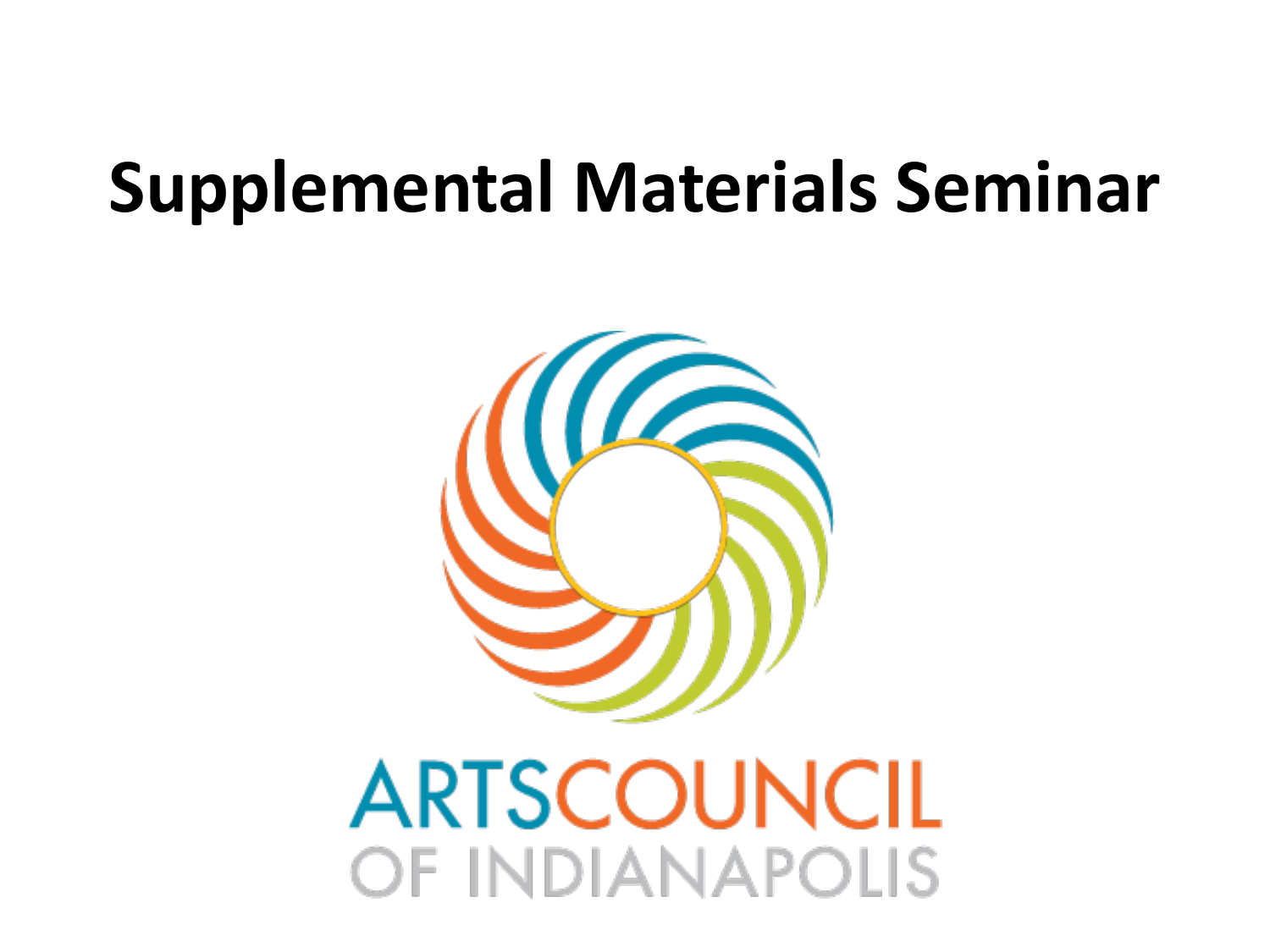# Supplemental Materials Seminar

ARTSCOUNCIL
OF INDIANAPOLIS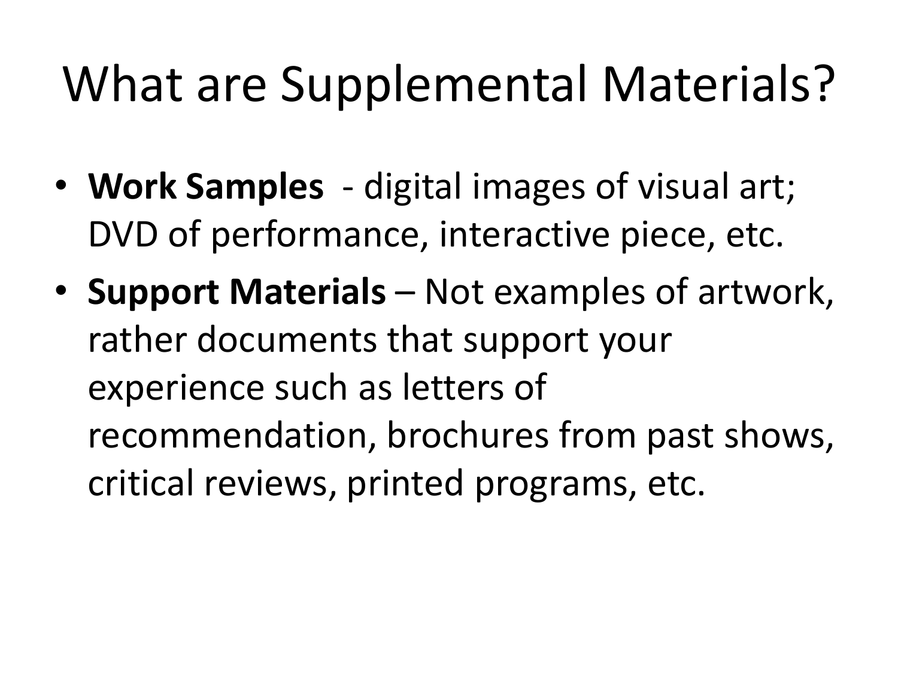# What are Supplemental Materials?

- **Work Samples** - digital images of visual art; DVD of performance, interactive piece, etc.
- **Support Materials** – Not examples of artwork, rather documents that support your experience such as letters of recommendation, brochures from past shows, critical reviews, printed programs, etc.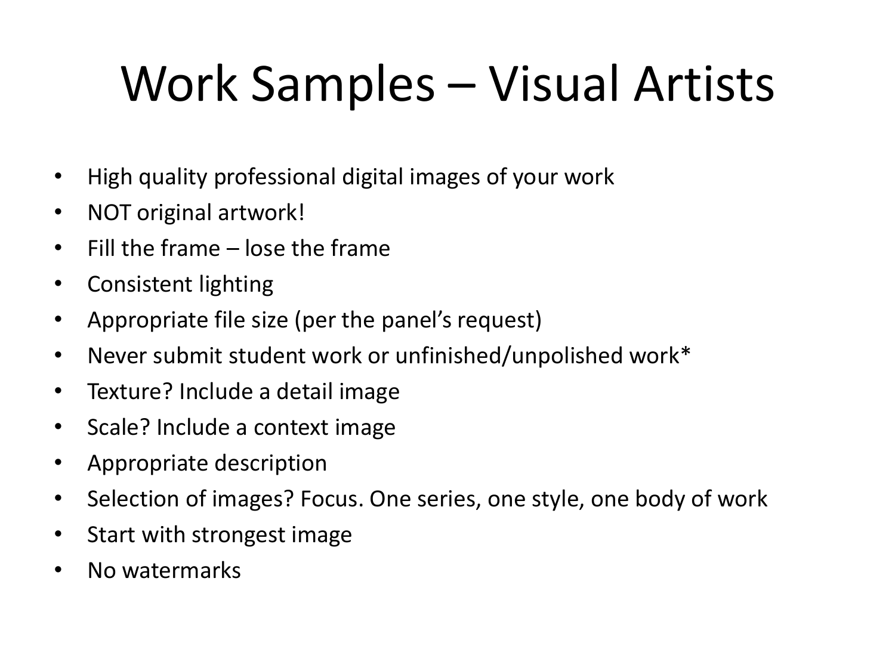# Work Samples – Visual Artists

- High quality professional digital images of your work
- NOT original artwork!
- Fill the frame – lose the frame
- Consistent lighting
- Appropriate file size (per the panel's request)
- Never submit student work or unfinished/unpolished work*
- Texture? Include a detail image
- Scale? Include a context image
- Appropriate description
- Selection of images? Focus. One series, one style, one body of work
- Start with strongest image
- No watermarks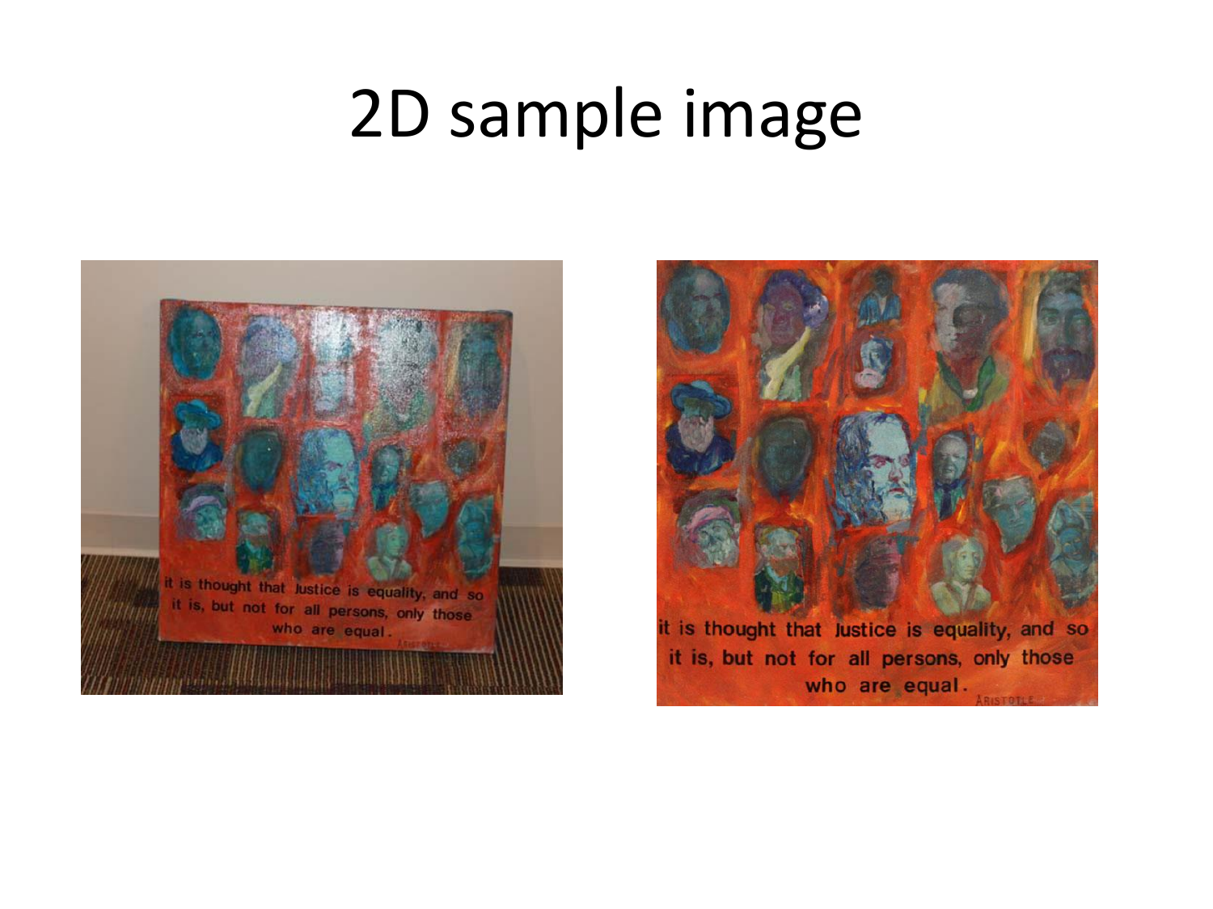# 2D sample image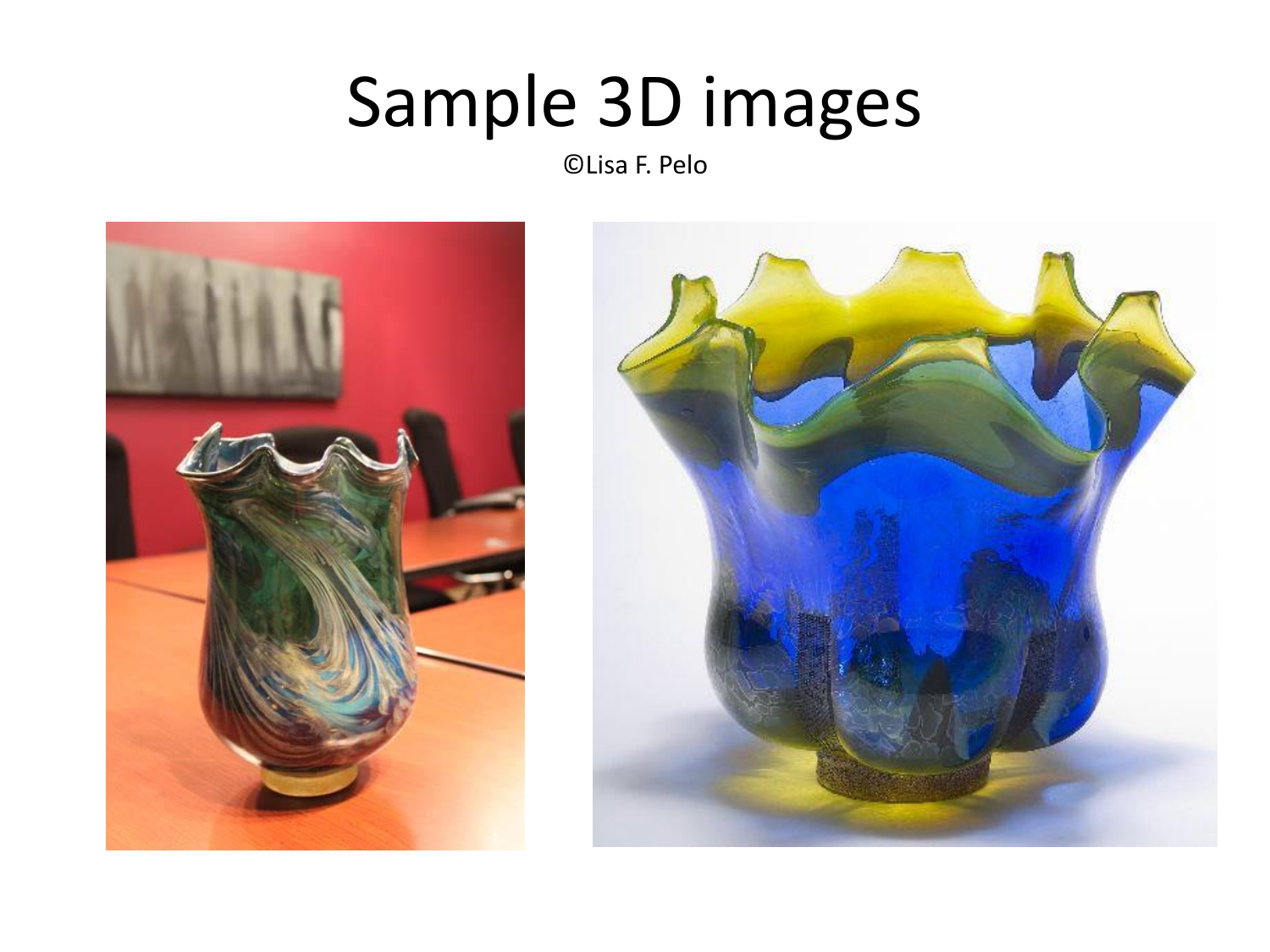# Sample 3D images

©Lisa F. Pelo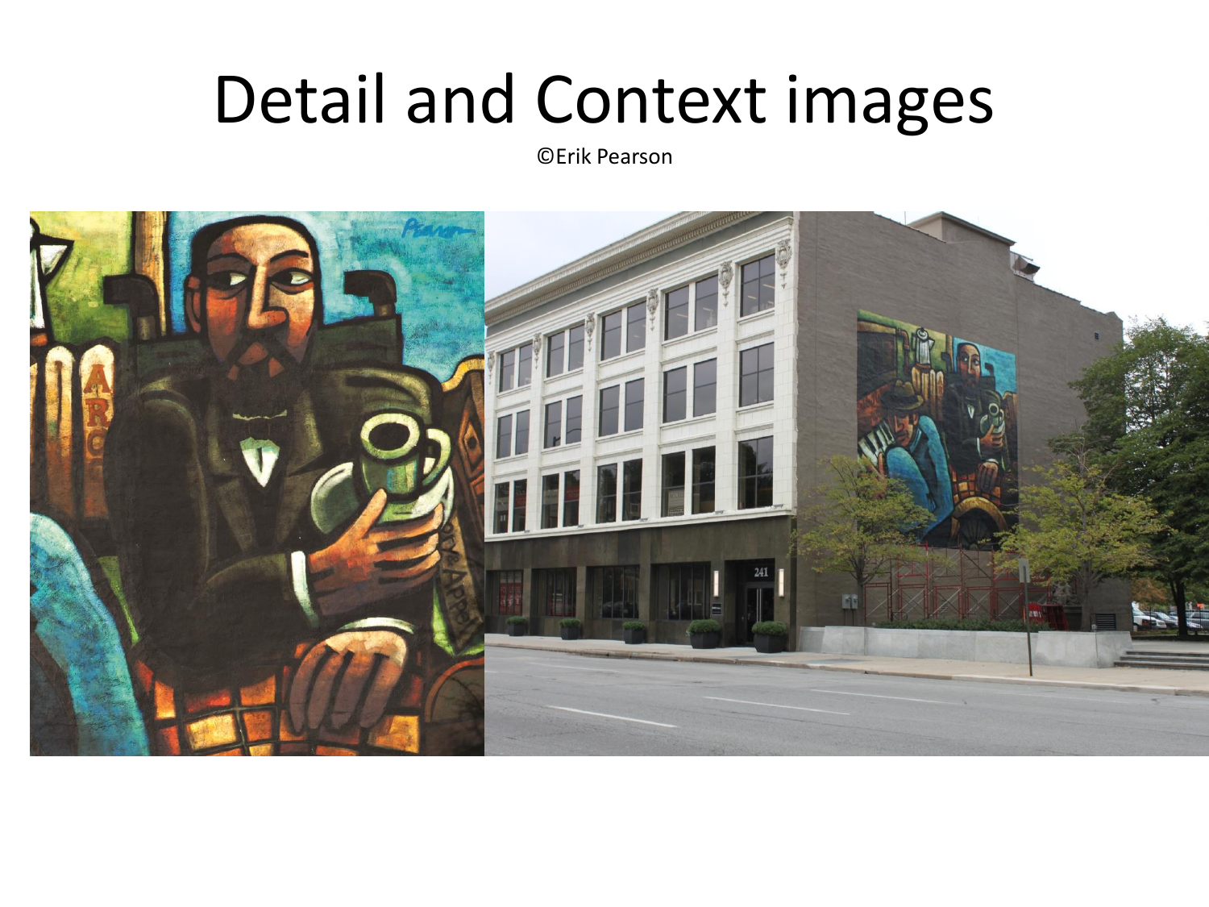# Detail and Context images

©Erik Pearson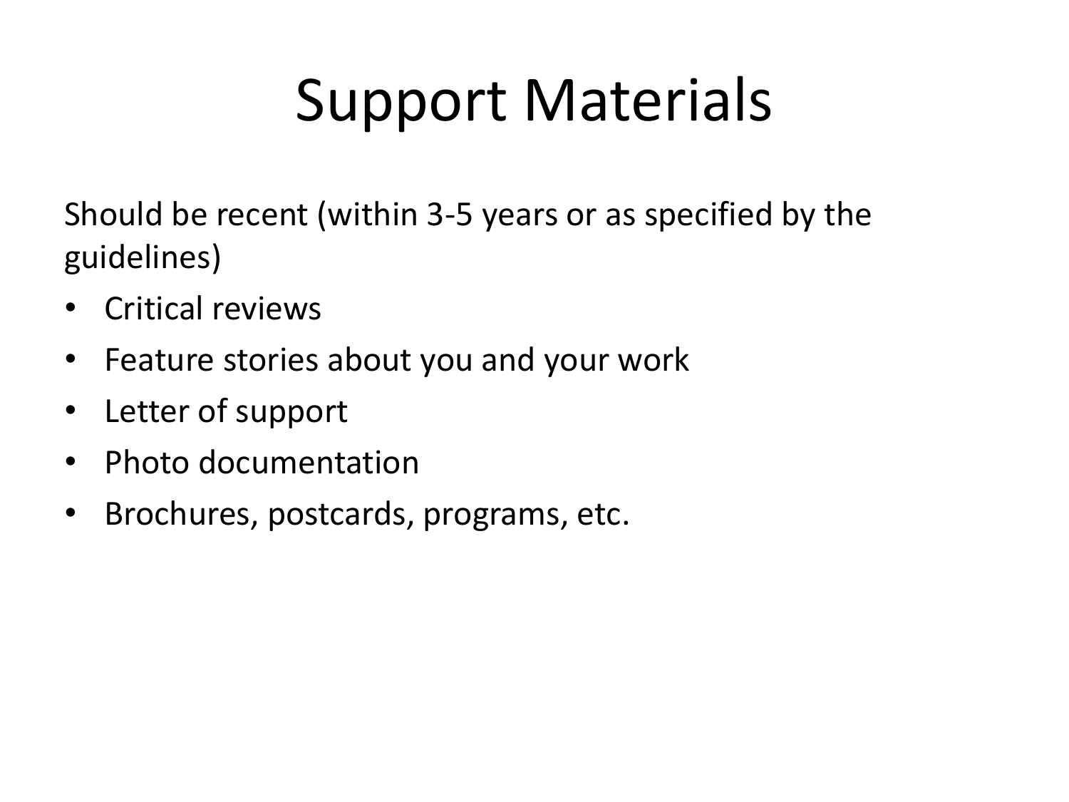# Support Materials

Should be recent (within 3-5 years or as specified by the guidelines)

- Critical reviews
- Feature stories about you and your work
- Letter of support
- Photo documentation
- Brochures, postcards, programs, etc.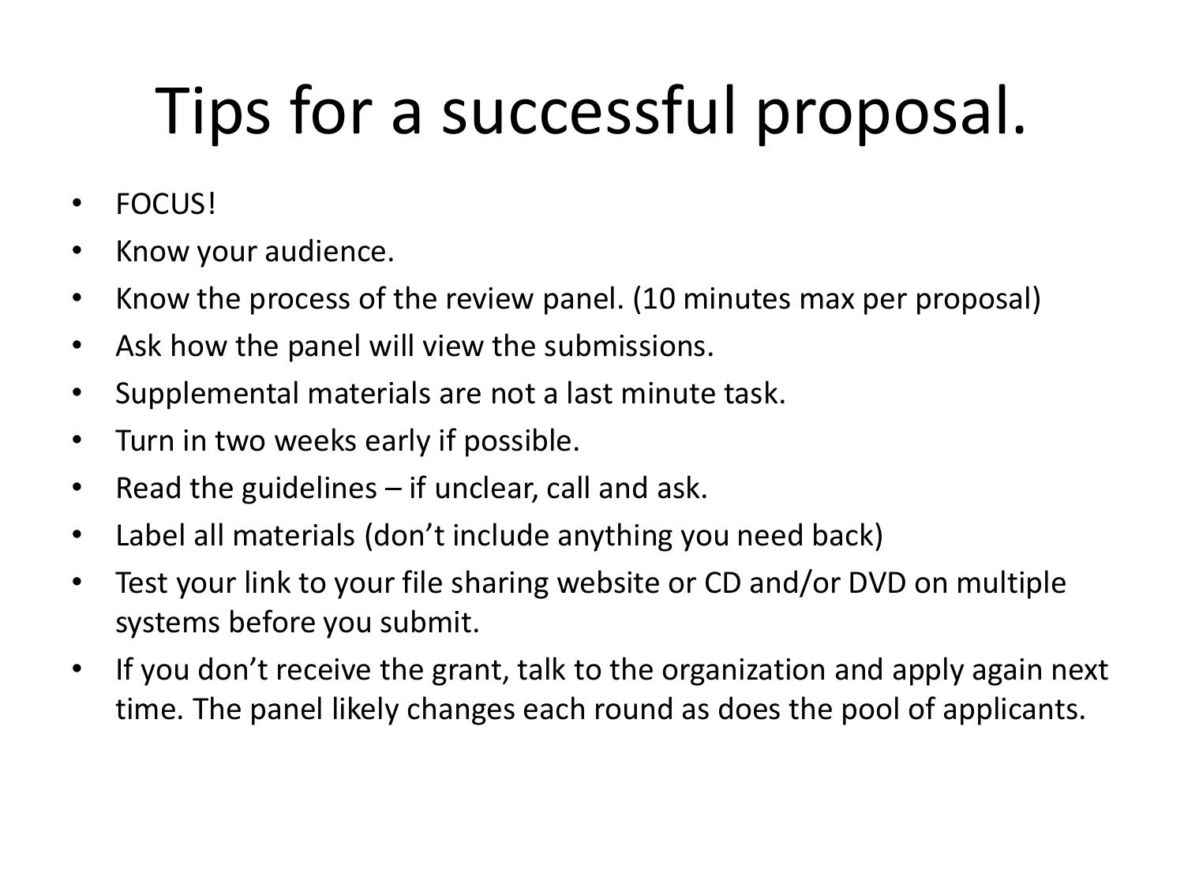# Tips for a successful proposal.

- FOCUS!
- Know your audience.
- Know the process of the review panel. (10 minutes max per proposal)
- Ask how the panel will view the submissions.
- Supplemental materials are not a last minute task.
- Turn in two weeks early if possible.
- Read the guidelines – if unclear, call and ask.
- Label all materials (don't include anything you need back)
- Test your link to your file sharing website or CD and/or DVD on multiple systems before you submit.
- If you don't receive the grant, talk to the organization and apply again next time. The panel likely changes each round as does the pool of applicants.